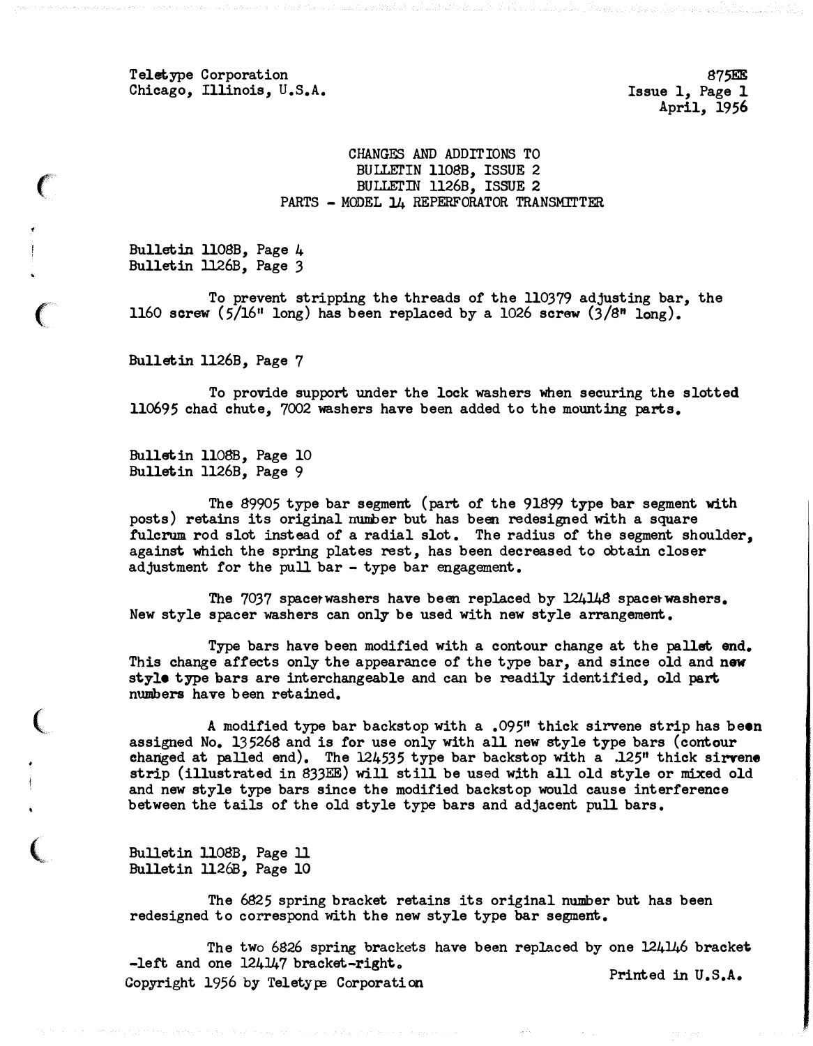Teletype Corporation
Chicago, Illinois, U.S.A.

875EE
Issue 1, Page 1
April, 1956

# CHANGES AND ADDITIONS TO BULLETIN 1108B, ISSUE 2 BULLETIN 1126B, ISSUE 2 PARTS - MODEL 14 REPERFORATOR TRANSMITTER

Bulletin 1108B, Page 4
Bulletin 1126B, Page 3

To prevent stripping the threads of the 110379 adjusting bar, the 1160 screw (5/16" long) has been replaced by a 1026 screw (3/8" long).

Bulletin 1126B, Page 7

To provide support under the lock washers when securing the slotted 110695 chad chute, 7002 washers have been added to the mounting parts.

Bulletin 1108B, Page 10
Bulletin 1126B, Page 9

The 89905 type bar segment (part of the 91899 type bar segment with posts) retains its original number but has been redesigned with a square fulcrum rod slot instead of a radial slot. The radius of the segment shoulder, against which the spring plates rest, has been decreased to obtain closer adjustment for the pull bar - type bar engagement.

The 7037 spacer washers have been replaced by 124148 spacer washers. New style spacer washers can only be used with new style arrangement.

Type bars have been modified with a contour change at the pallet end. This change affects only the appearance of the type bar, and since old and new style type bars are interchangeable and can be readily identified, old part numbers have been retained.

A modified type bar backstop with a .095" thick sirvene strip has been assigned No. 135268 and is for use only with all new style type bars (contour changed at palled end). The 124535 type bar backstop with a .125" thick sirvene strip (illustrated in 833EE) will still be used with all old style or mixed old and new style type bars since the modified backstop would cause interference between the tails of the old style type bars and adjacent pull bars.

Bulletin 1108B, Page 11
Bulletin 1126B, Page 10

The 6825 spring bracket retains its original number but has been redesigned to correspond with the new style type bar segment.

The two 6826 spring brackets have been replaced by one 124146 bracket -left and one 124147 bracket-right.

Copyright 1956 by Teletype Corporation

Printed in U.S.A.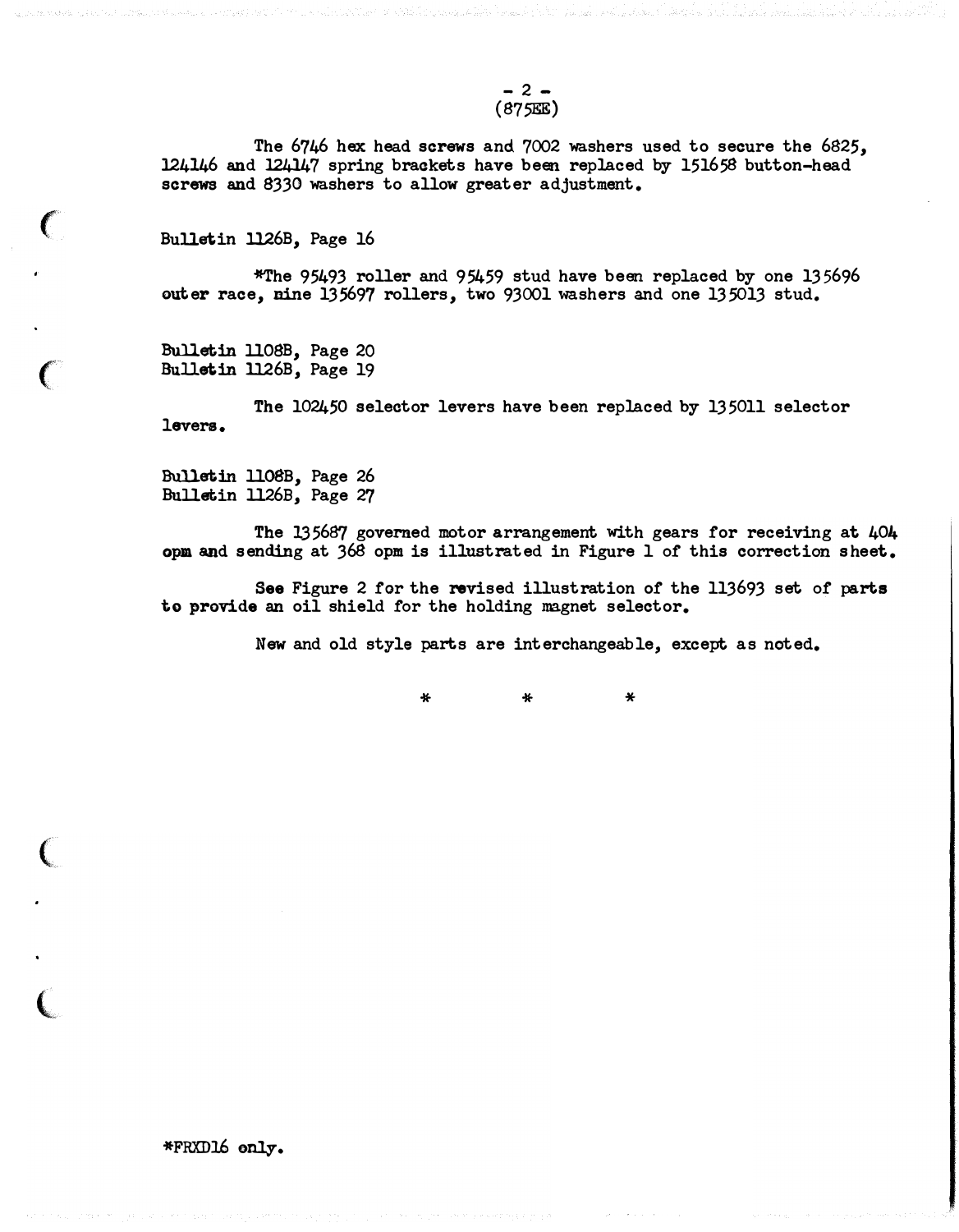The 6746 hex head screws and 7002 washers used to secure the 6825, 124146 and 124147 spring brackets have been replaced by 151658 button-head screws and 8330 washers to allow greater adjustment.

Bulletin 1126B, Page 16

*The 95493 roller and 95459 stud have been replaced by one 135696 outer race, nine 135697 rollers, two 93001 washers and one 135013 stud.

Bulletin 1108B, Page 20
Bulletin 1126B, Page 19

The 102450 selector levers have been replaced by 135011 selector levers.

Bulletin 1108B, Page 26
Bulletin 1126B, Page 27

The 135687 governed motor arrangement with gears for receiving at 404 opm and sending at 368 opm is illustrated in Figure 1 of this correction sheet.

See Figure 2 for the revised illustration of the 113693 set of parts to provide an oil shield for the holding magnet selector.

New and old style parts are interchangeable, except as noted.

\* \* \*

*FRXD16 only.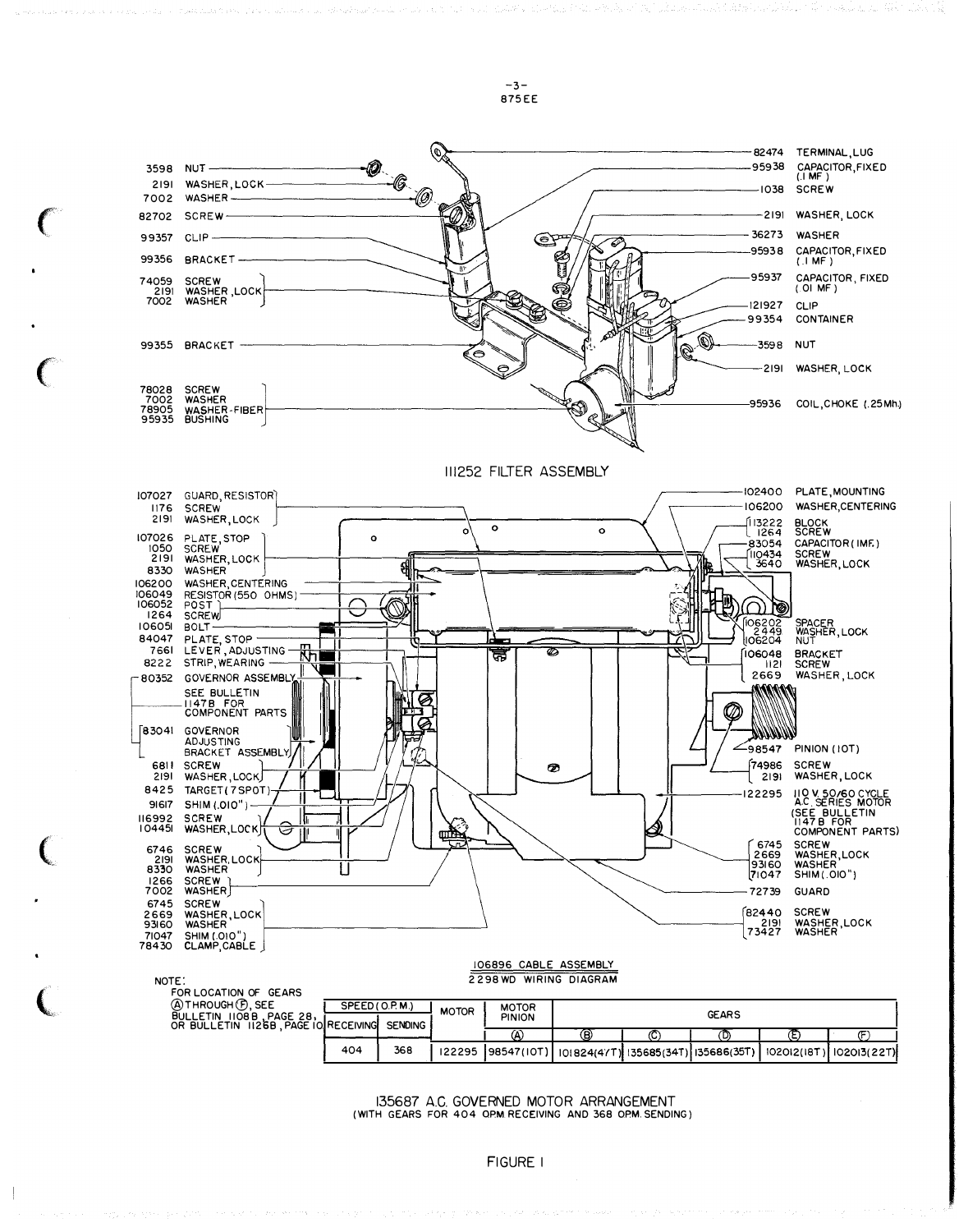# 111252 FILTER ASSEMBLY

| Part No. | Description |
|---|---|
| 3598 | NUT |
| 2191 | WASHER, LOCK |
| 7002 | WASHER |
| 82702 | SCREW |
| 99357 | CLIP |
| 99356 | BRACKET |
| 74059 | SCREW |
| 2191 | WASHER, LOCK |
| 7002 | WASHER |
| 99355 | BRACKET |
| 78028 | SCREW |
| 7002 | WASHER |
| 78905 | WASHER-FIBER |
| 95935 | BUSHING |
| 82474 | TERMINAL, LUG |
| 95938 | CAPACITOR, FIXED (.1 MF) |
| 1038 | SCREW |
| 2191 | WASHER, LOCK |
| 36273 | WASHER |
| 95938 | CAPACITOR, FIXED (.1 MF) |
| 95937 | CAPACITOR, FIXED (.01 MF) |
| 121927 | CLIP |
| 99354 | CONTAINER |
| 3598 | NUT |
| 2191 | WASHER, LOCK |
| 95936 | COIL, CHOKE (.25Mh.) |

# 135687 A.C. GOVERNED MOTOR ARRANGEMENT

| Part No. | Description |
|---|---|
| 107027 | GUARD, RESISTOR |
| 1176 | SCREW |
| 2191 | WASHER, LOCK |
| 107026 | PLATE, STOP |
| 1050 | SCREW |
| 2191 | WASHER, LOCK |
| 8330 | WASHER |
| 106200 | WASHER, CENTERING |
| 106049 | RESISTOR (550 OHMS) |
| 106052 | POST |
| 1264 | SCREW |
| 106051 | BOLT |
| 84047 | PLATE, STOP |
| 7661 | LEVER, ADJUSTING |
| 8222 | STRIP, WEARING |
| 80352 | GOVERNOR ASSEMBLY (SEE BULLETIN 1147B FOR COMPONENT PARTS) |
| 83041 | GOVERNOR ADJUSTING BRACKET ASSEMBLY |
| 6811 | SCREW |
| 2191 | WASHER, LOCK |
| 8425 | TARGET (7 SPOT) |
| 91617 | SHIM (.010") |
| 116992 | SCREW |
| 104451 | WASHER, LOCK |
| 6746 | SCREW |
| 2191 | WASHER, LOCK |
| 8330 | WASHER |
| 1266 | SCREW |
| 7002 | WASHER |
| 6745 | SCREW |
| 2669 | WASHER, LOCK |
| 93160 | WASHER |
| 71047 | SHIM (.010") |
| 78430 | CLAMP, CABLE |
| 102400 | PLATE, MOUNTING |
| 106200 | WASHER, CENTERING |
| 113222 | BLOCK |
| 1264 | SCREW |
| 83054 | CAPACITOR (1MF.) |
| 110434 | SCREW |
| 3640 | WASHER, LOCK |
| 106202 | SPACER |
| 2449 | WASHER, LOCK |
| 106204 | NUT |
| 106048 | BRACKET |
| 1121 | SCREW |
| 2669 | WASHER, LOCK |
| 98547 | PINION (10T) |
| 74986 | SCREW |
| 2191 | WASHER, LOCK |
| 122295 | 110 V. 50/60 CYCLE A.C. SERIES MOTOR (SEE BULLETIN 1147B FOR COMPONENT PARTS) |
| 6745 | SCREW |
| 2669 | WASHER, LOCK |
| 93160 | WASHER |
| 71047 | SHIM (.010") |
| 72739 | GUARD |
| 82440 | SCREW |
| 2191 | WASHER, LOCK |
| 73427 | WASHER |

106896 CABLE ASSEMBLY
2298WD WIRING DIAGRAM

NOTE:
FOR LOCATION OF GEARS Ⓐ THROUGH Ⓕ, SEE BULLETIN 1108B, PAGE 28, OR BULLETIN 1125B, PAGE 10

| SPEED (O.P.M.) | | MOTOR | MOTOR PINION | GEARS | | | | |
|---|---|---|---|---|---|---|---|---|
| RECEIVING | SENDING | | Ⓐ | Ⓑ | Ⓒ | Ⓓ | Ⓔ | Ⓕ |
| 404 | 368 | 122295 | 98547(10T) | 101824(47T) | 135685(34T) | 135686(35T) | 102012(18T) | 102013(22T) |

135687 A.C. GOVERNED MOTOR ARRANGEMENT
(WITH GEARS FOR 404 OPM RECEIVING AND 368 OPM SENDING)

FIGURE 1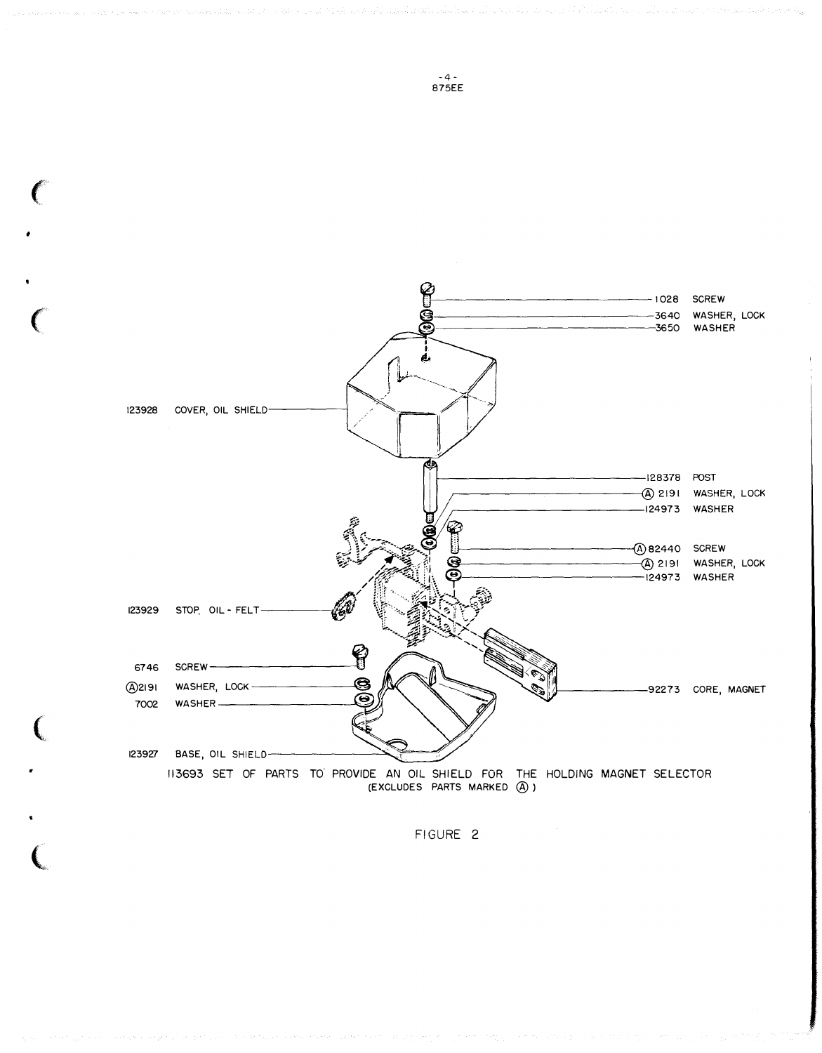1028 SCREW

3640 WASHER, LOCK

3650 WASHER

123928 COVER, OIL SHIELD

128378 POST

Ⓐ 2191 WASHER, LOCK

124973 WASHER

Ⓐ 82440 SCREW

Ⓐ 2191 WASHER, LOCK

124973 WASHER

123929 STOP, OIL - FELT

6746 SCREW

Ⓐ2191 WASHER, LOCK

7002 WASHER

92273 CORE, MAGNET

123927 BASE, OIL SHIELD

113693 SET OF PARTS TO PROVIDE AN OIL SHIELD FOR THE HOLDING MAGNET SELECTOR
(EXCLUDES PARTS MARKED Ⓐ)

FIGURE 2